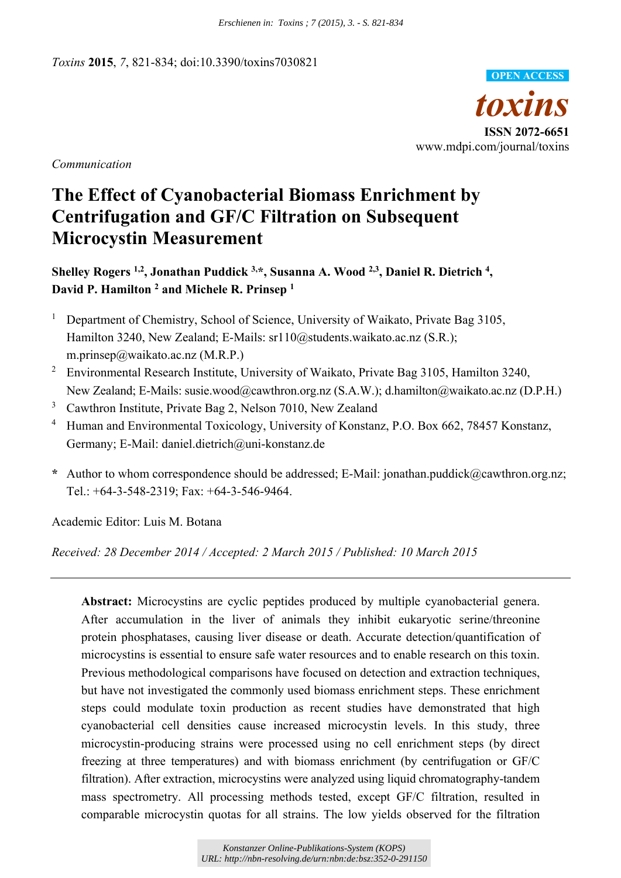Erschienen in: Toxins ; 7 (2015), 3. - S. 821-834

*Toxins* **2015**, *7*, 821-834; doi:10.3390/toxins7030821

OPEN ACCESS

*toxins*

**ISSN 2072-6651**

www.mdpi.com/journal/toxins

*Communication*

# The Effect of Cyanobacterial Biomass Enrichment by Centrifugation and GF/C Filtration on Subsequent Microcystin Measurement

**Shelley Rogers [1,2], Jonathan Puddick [3,*], Susanna A. Wood [2,3], Daniel R. Dietrich [4], David P. Hamilton [2] and Michele R. Prinsep [1]**

1. Department of Chemistry, School of Science, University of Waikato, Private Bag 3105, Hamilton 3240, New Zealand; E-Mails: sr110@students.waikato.ac.nz (S.R.); m.prinsep@waikato.ac.nz (M.R.P.)
2. Environmental Research Institute, University of Waikato, Private Bag 3105, Hamilton 3240, New Zealand; E-Mails: susie.wood@cawthron.org.nz (S.A.W.); d.hamilton@waikato.ac.nz (D.P.H.)
3. Cawthron Institute, Private Bag 2, Nelson 7010, New Zealand
4. Human and Environmental Toxicology, University of Konstanz, P.O. Box 662, 78457 Konstanz, Germany; E-Mail: daniel.dietrich@uni-konstanz.de

\* Author to whom correspondence should be addressed; E-Mail: jonathan.puddick@cawthron.org.nz; Tel.: +64-3-548-2319; Fax: +64-3-546-9464.

Academic Editor: Luis M. Botana

*Received: 28 December 2014 / Accepted: 2 March 2015 / Published: 10 March 2015*

**Abstract:** Microcystins are cyclic peptides produced by multiple cyanobacterial genera. After accumulation in the liver of animals they inhibit eukaryotic serine/threonine protein phosphatases, causing liver disease or death. Accurate detection/quantification of microcystins is essential to ensure safe water resources and to enable research on this toxin. Previous methodological comparisons have focused on detection and extraction techniques, but have not investigated the commonly used biomass enrichment steps. These enrichment steps could modulate toxin production as recent studies have demonstrated that high cyanobacterial cell densities cause increased microcystin levels. In this study, three microcystin-producing strains were processed using no cell enrichment steps (by direct freezing at three temperatures) and with biomass enrichment (by centrifugation or GF/C filtration). After extraction, microcystins were analyzed using liquid chromatography-tandem mass spectrometry. All processing methods tested, except GF/C filtration, resulted in comparable microcystin quotas for all strains. The low yields observed for the filtration

Konstanzer Online-Publikations-System (KOPS)
URL: http://nbn-resolving.de/urn:nbn:de:bsz:352-0-291150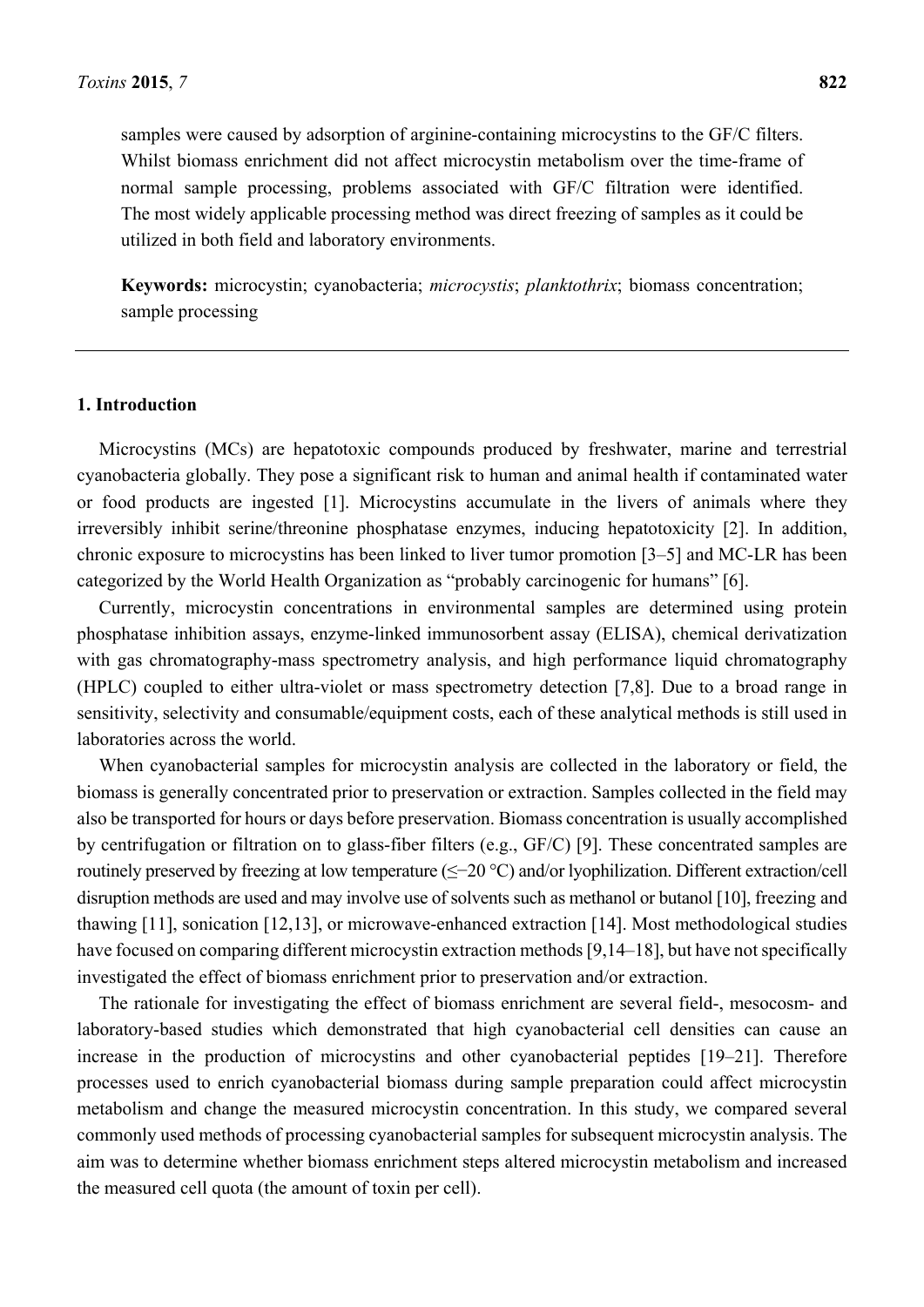samples were caused by adsorption of arginine-containing microcystins to the GF/C filters. Whilst biomass enrichment did not affect microcystin metabolism over the time-frame of normal sample processing, problems associated with GF/C filtration were identified. The most widely applicable processing method was direct freezing of samples as it could be utilized in both field and laboratory environments.

**Keywords:** microcystin; cyanobacteria; *microcystis*; *planktothrix*; biomass concentration; sample processing

---

## 1. Introduction

Microcystins (MCs) are hepatotoxic compounds produced by freshwater, marine and terrestrial cyanobacteria globally. They pose a significant risk to human and animal health if contaminated water or food products are ingested [1]. Microcystins accumulate in the livers of animals where they irreversibly inhibit serine/threonine phosphatase enzymes, inducing hepatotoxicity [2]. In addition, chronic exposure to microcystins has been linked to liver tumor promotion [3–5] and MC-LR has been categorized by the World Health Organization as "probably carcinogenic for humans" [6].

Currently, microcystin concentrations in environmental samples are determined using protein phosphatase inhibition assays, enzyme-linked immunosorbent assay (ELISA), chemical derivatization with gas chromatography-mass spectrometry analysis, and high performance liquid chromatography (HPLC) coupled to either ultra-violet or mass spectrometry detection [7,8]. Due to a broad range in sensitivity, selectivity and consumable/equipment costs, each of these analytical methods is still used in laboratories across the world.

When cyanobacterial samples for microcystin analysis are collected in the laboratory or field, the biomass is generally concentrated prior to preservation or extraction. Samples collected in the field may also be transported for hours or days before preservation. Biomass concentration is usually accomplished by centrifugation or filtration on to glass-fiber filters (e.g., GF/C) [9]. These concentrated samples are routinely preserved by freezing at low temperature ($\leq -20$ °C) and/or lyophilization. Different extraction/cell disruption methods are used and may involve use of solvents such as methanol or butanol [10], freezing and thawing [11], sonication [12,13], or microwave-enhanced extraction [14]. Most methodological studies have focused on comparing different microcystin extraction methods [9,14–18], but have not specifically investigated the effect of biomass enrichment prior to preservation and/or extraction.

The rationale for investigating the effect of biomass enrichment are several field-, mesocosm- and laboratory-based studies which demonstrated that high cyanobacterial cell densities can cause an increase in the production of microcystins and other cyanobacterial peptides [19–21]. Therefore processes used to enrich cyanobacterial biomass during sample preparation could affect microcystin metabolism and change the measured microcystin concentration. In this study, we compared several commonly used methods of processing cyanobacterial samples for subsequent microcystin analysis. The aim was to determine whether biomass enrichment steps altered microcystin metabolism and increased the measured cell quota (the amount of toxin per cell).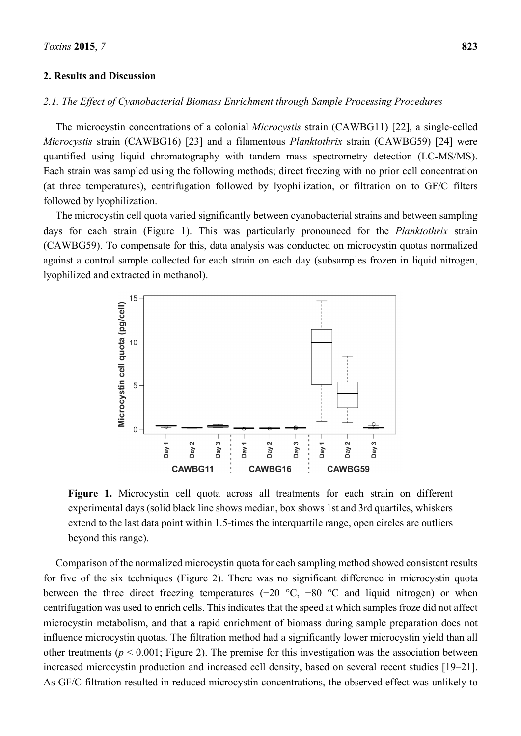## 2. Results and Discussion

### 2.1. The Effect of Cyanobacterial Biomass Enrichment through Sample Processing Procedures

The microcystin concentrations of a colonial *Microcystis* strain (CAWBG11) [22], a single-celled *Microcystis* strain (CAWBG16) [23] and a filamentous *Planktothrix* strain (CAWBG59) [24] were quantified using liquid chromatography with tandem mass spectrometry detection (LC-MS/MS). Each strain was sampled using the following methods; direct freezing with no prior cell concentration (at three temperatures), centrifugation followed by lyophilization, or filtration on to GF/C filters followed by lyophilization.

The microcystin cell quota varied significantly between cyanobacterial strains and between sampling days for each strain (Figure 1). This was particularly pronounced for the *Planktothrix* strain (CAWBG59). To compensate for this, data analysis was conducted on microcystin quotas normalized against a control sample collected for each strain on each day (subsamples frozen in liquid nitrogen, lyophilized and extracted in methanol).

**Figure 1.** Microcystin cell quota across all treatments for each strain on different experimental days (solid black line shows median, box shows 1st and 3rd quartiles, whiskers extend to the last data point within 1.5-times the interquartile range, open circles are outliers beyond this range).

Comparison of the normalized microcystin quota for each sampling method showed consistent results for five of the six techniques (Figure 2). There was no significant difference in microcystin quota between the three direct freezing temperatures (−20 °C, −80 °C and liquid nitrogen) or when centrifugation was used to enrich cells. This indicates that the speed at which samples froze did not affect microcystin metabolism, and that a rapid enrichment of biomass during sample preparation does not influence microcystin quotas. The filtration method had a significantly lower microcystin yield than all other treatments ($p < 0.001$; Figure 2). The premise for this investigation was the association between increased microcystin production and increased cell density, based on several recent studies [19–21]. As GF/C filtration resulted in reduced microcystin concentrations, the observed effect was unlikely to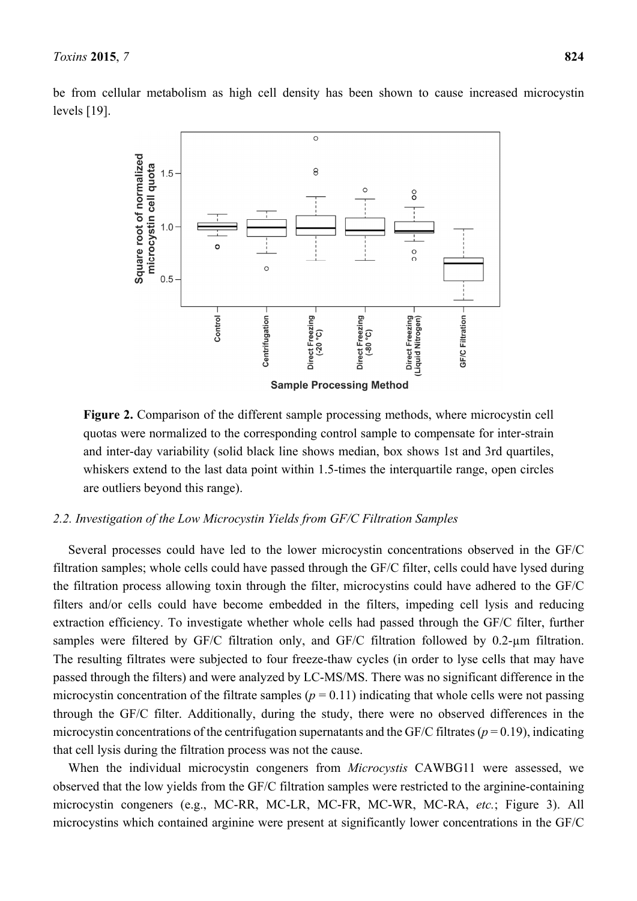be from cellular metabolism as high cell density has been shown to cause increased microcystin levels [19].

**Figure 2.** Comparison of the different sample processing methods, where microcystin cell quotas were normalized to the corresponding control sample to compensate for inter-strain and inter-day variability (solid black line shows median, box shows 1st and 3rd quartiles, whiskers extend to the last data point within 1.5-times the interquartile range, open circles are outliers beyond this range).

### *2.2. Investigation of the Low Microcystin Yields from GF/C Filtration Samples*

Several processes could have led to the lower microcystin concentrations observed in the GF/C filtration samples; whole cells could have passed through the GF/C filter, cells could have lysed during the filtration process allowing toxin through the filter, microcystins could have adhered to the GF/C filters and/or cells could have become embedded in the filters, impeding cell lysis and reducing extraction efficiency. To investigate whether whole cells had passed through the GF/C filter, further samples were filtered by GF/C filtration only, and GF/C filtration followed by 0.2-μm filtration. The resulting filtrates were subjected to four freeze-thaw cycles (in order to lyse cells that may have passed through the filters) and were analyzed by LC-MS/MS. There was no significant difference in the microcystin concentration of the filtrate samples ($p = 0.11$) indicating that whole cells were not passing through the GF/C filter. Additionally, during the study, there were no observed differences in the microcystin concentrations of the centrifugation supernatants and the GF/C filtrates ($p = 0.19$), indicating that cell lysis during the filtration process was not the cause.

When the individual microcystin congeners from *Microcystis* CAWBG11 were assessed, we observed that the low yields from the GF/C filtration samples were restricted to the arginine-containing microcystin congeners (e.g., MC-RR, MC-LR, MC-FR, MC-WR, MC-RA, *etc.*; Figure 3). All microcystins which contained arginine were present at significantly lower concentrations in the GF/C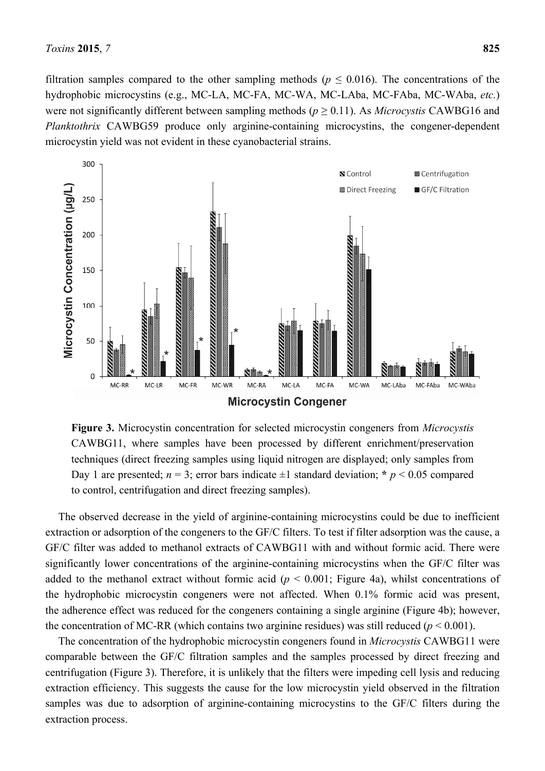filtration samples compared to the other sampling methods ($p \leq 0.016$). The concentrations of the hydrophobic microcystins (e.g., MC-LA, MC-FA, MC-WA, MC-LAba, MC-FAba, MC-WAba, *etc.*) were not significantly different between sampling methods ($p \geq 0.11$). As *Microcystis* CAWBG16 and *Planktothrix* CAWBG59 produce only arginine-containing microcystins, the congener-dependent microcystin yield was not evident in these cyanobacterial strains.

**Figure 3.** Microcystin concentration for selected microcystin congeners from *Microcystis* CAWBG11, where samples have been processed by different enrichment/preservation techniques (direct freezing samples using liquid nitrogen are displayed; only samples from Day 1 are presented; $n = 3$; error bars indicate ±1 standard deviation; **\*** $p < 0.05$ compared to control, centrifugation and direct freezing samples).

The observed decrease in the yield of arginine-containing microcystins could be due to inefficient extraction or adsorption of the congeners to the GF/C filters. To test if filter adsorption was the cause, a GF/C filter was added to methanol extracts of CAWBG11 with and without formic acid. There were significantly lower concentrations of the arginine-containing microcystins when the GF/C filter was added to the methanol extract without formic acid ($p < 0.001$; Figure 4a), whilst concentrations of the hydrophobic microcystin congeners were not affected. When 0.1% formic acid was present, the adherence effect was reduced for the congeners containing a single arginine (Figure 4b); however, the concentration of MC-RR (which contains two arginine residues) was still reduced ($p < 0.001$).

The concentration of the hydrophobic microcystin congeners found in *Microcystis* CAWBG11 were comparable between the GF/C filtration samples and the samples processed by direct freezing and centrifugation (Figure 3). Therefore, it is unlikely that the filters were impeding cell lysis and reducing extraction efficiency. This suggests the cause for the low microcystin yield observed in the filtration samples was due to adsorption of arginine-containing microcystins to the GF/C filters during the extraction process.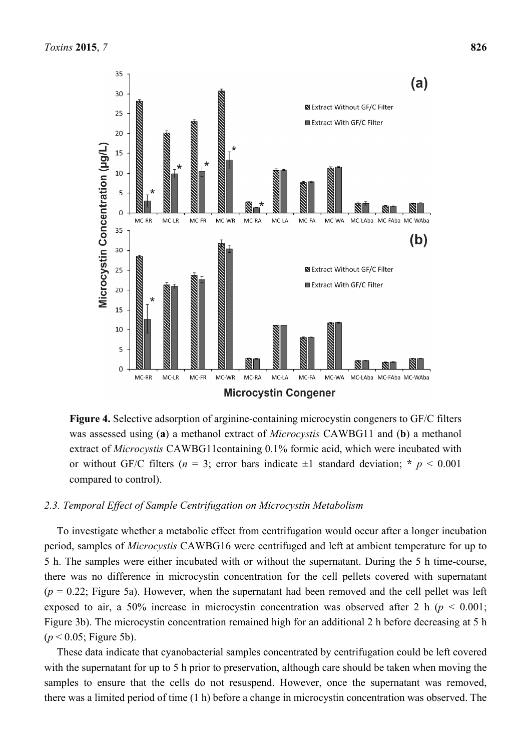**Figure 4.** Selective adsorption of arginine-containing microcystin congeners to GF/C filters was assessed using (**a**) a methanol extract of *Microcystis* CAWBG11 and (**b**) a methanol extract of *Microcystis* CAWBG11containing 0.1% formic acid, which were incubated with or without GF/C filters ($n = 3$; error bars indicate ±1 standard deviation; * $p < 0.001$ compared to control).

### 2.3. Temporal Effect of Sample Centrifugation on Microcystin Metabolism

To investigate whether a metabolic effect from centrifugation would occur after a longer incubation period, samples of *Microcystis* CAWBG16 were centrifuged and left at ambient temperature for up to 5 h. The samples were either incubated with or without the supernatant. During the 5 h time-course, there was no difference in microcystin concentration for the cell pellets covered with supernatant ($p = 0.22$; Figure 5a). However, when the supernatant had been removed and the cell pellet was left exposed to air, a 50% increase in microcystin concentration was observed after 2 h ($p < 0.001$; Figure 3b). The microcystin concentration remained high for an additional 2 h before decreasing at 5 h ($p < 0.05$; Figure 5b).

These data indicate that cyanobacterial samples concentrated by centrifugation could be left covered with the supernatant for up to 5 h prior to preservation, although care should be taken when moving the samples to ensure that the cells do not resuspend. However, once the supernatant was removed, there was a limited period of time (1 h) before a change in microcystin concentration was observed. The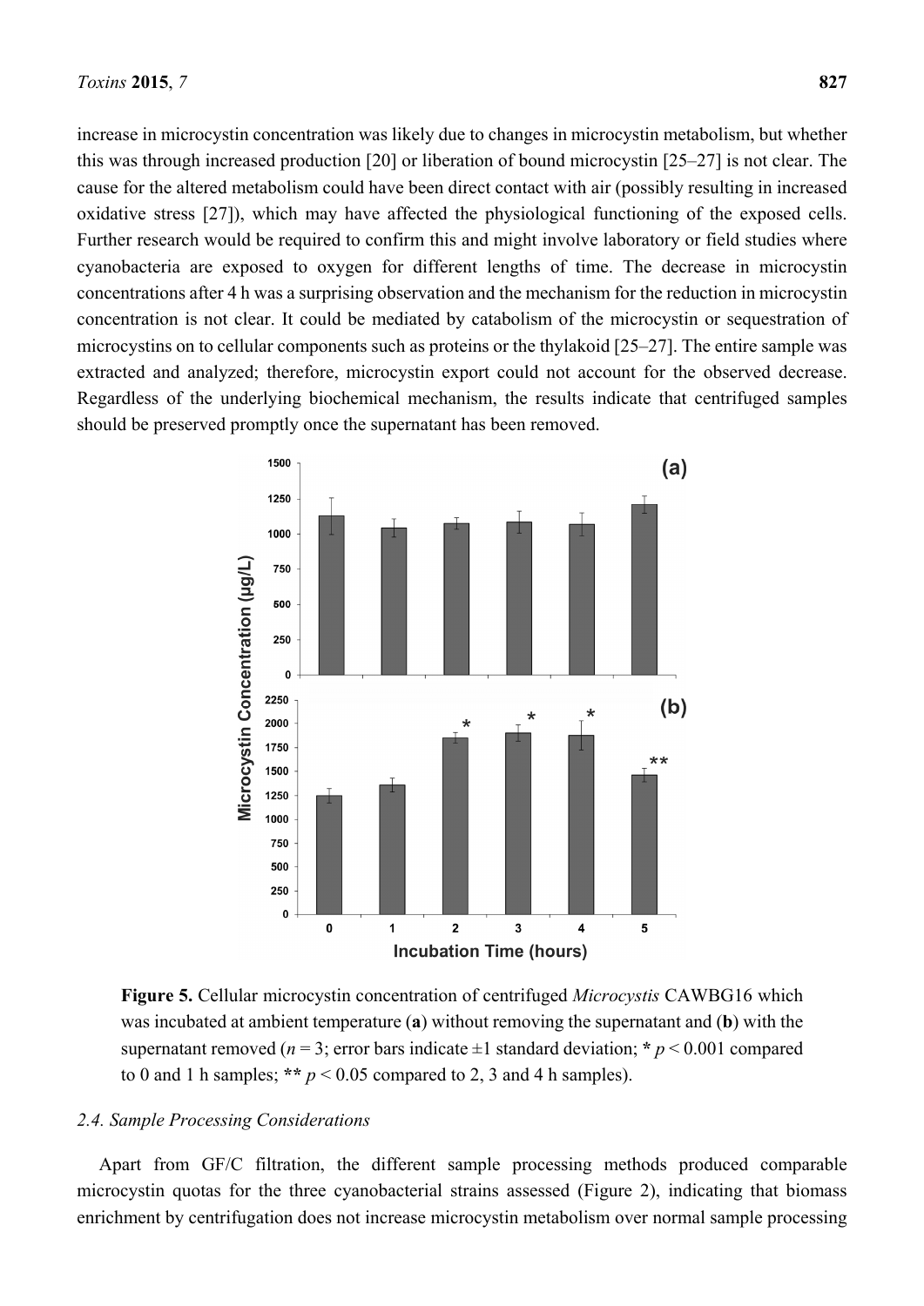increase in microcystin concentration was likely due to changes in microcystin metabolism, but whether this was through increased production [20] or liberation of bound microcystin [25–27] is not clear. The cause for the altered metabolism could have been direct contact with air (possibly resulting in increased oxidative stress [27]), which may have affected the physiological functioning of the exposed cells. Further research would be required to confirm this and might involve laboratory or field studies where cyanobacteria are exposed to oxygen for different lengths of time. The decrease in microcystin concentrations after 4 h was a surprising observation and the mechanism for the reduction in microcystin concentration is not clear. It could be mediated by catabolism of the microcystin or sequestration of microcystins on to cellular components such as proteins or the thylakoid [25–27]. The entire sample was extracted and analyzed; therefore, microcystin export could not account for the observed decrease. Regardless of the underlying biochemical mechanism, the results indicate that centrifuged samples should be preserved promptly once the supernatant has been removed.

**Figure 5.** Cellular microcystin concentration of centrifuged *Microcystis* CAWBG16 which was incubated at ambient temperature (**a**) without removing the supernatant and (**b**) with the supernatant removed ($n = 3$; error bars indicate ±1 standard deviation; * $p < 0.001$ compared to 0 and 1 h samples; ** $p < 0.05$ compared to 2, 3 and 4 h samples).

### 2.4. Sample Processing Considerations

Apart from GF/C filtration, the different sample processing methods produced comparable microcystin quotas for the three cyanobacterial strains assessed (Figure 2), indicating that biomass enrichment by centrifugation does not increase microcystin metabolism over normal sample processing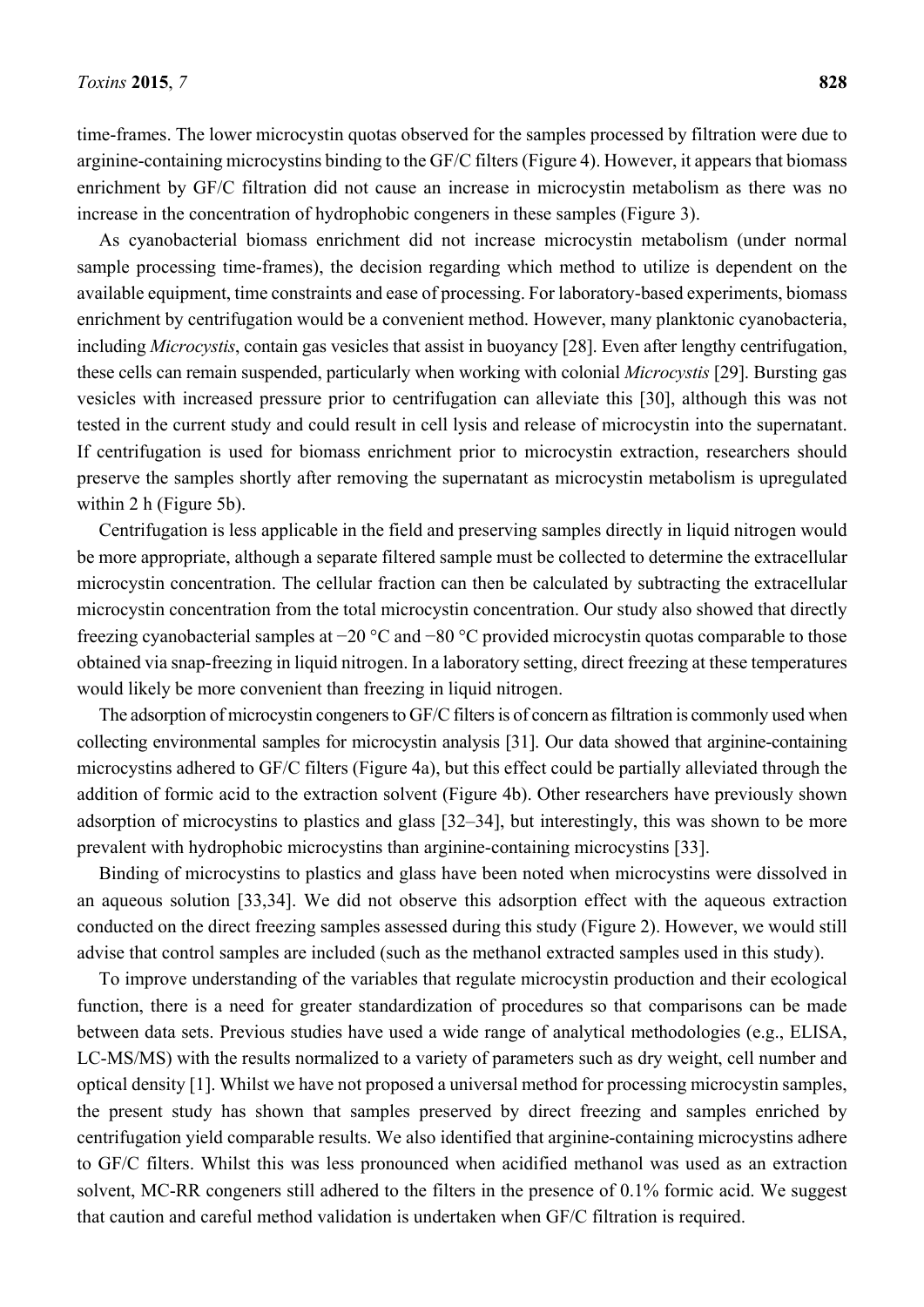time-frames. The lower microcystin quotas observed for the samples processed by filtration were due to arginine-containing microcystins binding to the GF/C filters (Figure 4). However, it appears that biomass enrichment by GF/C filtration did not cause an increase in microcystin metabolism as there was no increase in the concentration of hydrophobic congeners in these samples (Figure 3).

As cyanobacterial biomass enrichment did not increase microcystin metabolism (under normal sample processing time-frames), the decision regarding which method to utilize is dependent on the available equipment, time constraints and ease of processing. For laboratory-based experiments, biomass enrichment by centrifugation would be a convenient method. However, many planktonic cyanobacteria, including *Microcystis*, contain gas vesicles that assist in buoyancy [28]. Even after lengthy centrifugation, these cells can remain suspended, particularly when working with colonial *Microcystis* [29]. Bursting gas vesicles with increased pressure prior to centrifugation can alleviate this [30], although this was not tested in the current study and could result in cell lysis and release of microcystin into the supernatant. If centrifugation is used for biomass enrichment prior to microcystin extraction, researchers should preserve the samples shortly after removing the supernatant as microcystin metabolism is upregulated within 2 h (Figure 5b).

Centrifugation is less applicable in the field and preserving samples directly in liquid nitrogen would be more appropriate, although a separate filtered sample must be collected to determine the extracellular microcystin concentration. The cellular fraction can then be calculated by subtracting the extracellular microcystin concentration from the total microcystin concentration. Our study also showed that directly freezing cyanobacterial samples at −20 °C and −80 °C provided microcystin quotas comparable to those obtained via snap-freezing in liquid nitrogen. In a laboratory setting, direct freezing at these temperatures would likely be more convenient than freezing in liquid nitrogen.

The adsorption of microcystin congeners to GF/C filters is of concern as filtration is commonly used when collecting environmental samples for microcystin analysis [31]. Our data showed that arginine-containing microcystins adhered to GF/C filters (Figure 4a), but this effect could be partially alleviated through the addition of formic acid to the extraction solvent (Figure 4b). Other researchers have previously shown adsorption of microcystins to plastics and glass [32–34], but interestingly, this was shown to be more prevalent with hydrophobic microcystins than arginine-containing microcystins [33].

Binding of microcystins to plastics and glass have been noted when microcystins were dissolved in an aqueous solution [33,34]. We did not observe this adsorption effect with the aqueous extraction conducted on the direct freezing samples assessed during this study (Figure 2). However, we would still advise that control samples are included (such as the methanol extracted samples used in this study).

To improve understanding of the variables that regulate microcystin production and their ecological function, there is a need for greater standardization of procedures so that comparisons can be made between data sets. Previous studies have used a wide range of analytical methodologies (e.g., ELISA, LC-MS/MS) with the results normalized to a variety of parameters such as dry weight, cell number and optical density [1]. Whilst we have not proposed a universal method for processing microcystin samples, the present study has shown that samples preserved by direct freezing and samples enriched by centrifugation yield comparable results. We also identified that arginine-containing microcystins adhere to GF/C filters. Whilst this was less pronounced when acidified methanol was used as an extraction solvent, MC-RR congeners still adhered to the filters in the presence of 0.1% formic acid. We suggest that caution and careful method validation is undertaken when GF/C filtration is required.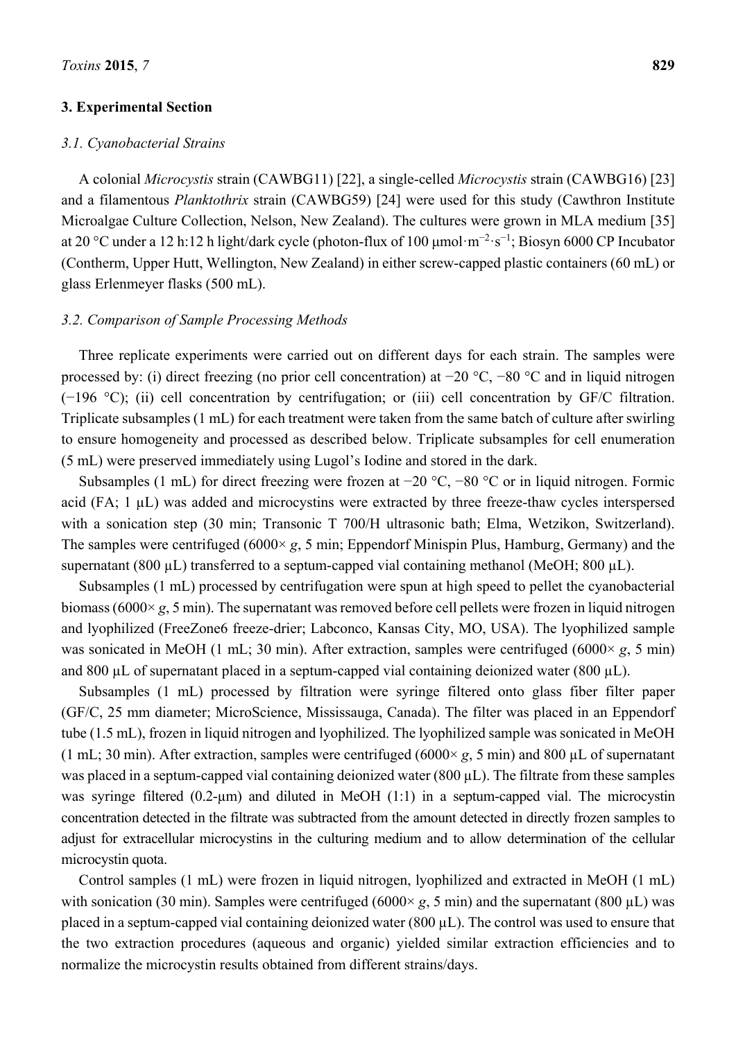## 3. Experimental Section

### 3.1. Cyanobacterial Strains

A colonial *Microcystis* strain (CAWBG11) [22], a single-celled *Microcystis* strain (CAWBG16) [23] and a filamentous *Planktothrix* strain (CAWBG59) [24] were used for this study (Cawthron Institute Microalgae Culture Collection, Nelson, New Zealand). The cultures were grown in MLA medium [35] at 20 °C under a 12 h:12 h light/dark cycle (photon-flux of 100 $\mu mol \cdot m^{-2} \cdot s^{-1}$; Biosyn 6000 CP Incubator (Contherm, Upper Hutt, Wellington, New Zealand) in either screw-capped plastic containers (60 mL) or glass Erlenmeyer flasks (500 mL).

### 3.2. Comparison of Sample Processing Methods

Three replicate experiments were carried out on different days for each strain. The samples were processed by: (i) direct freezing (no prior cell concentration) at −20 °C, −80 °C and in liquid nitrogen (−196 °C); (ii) cell concentration by centrifugation; or (iii) cell concentration by GF/C filtration. Triplicate subsamples (1 mL) for each treatment were taken from the same batch of culture after swirling to ensure homogeneity and processed as described below. Triplicate subsamples for cell enumeration (5 mL) were preserved immediately using Lugol's Iodine and stored in the dark.

Subsamples (1 mL) for direct freezing were frozen at −20 °C, −80 °C or in liquid nitrogen. Formic acid (FA; 1 µL) was added and microcystins were extracted by three freeze-thaw cycles interspersed with a sonication step (30 min; Transonic T 700/H ultrasonic bath; Elma, Wetzikon, Switzerland). The samples were centrifuged (6000× *g*, 5 min; Eppendorf Minispin Plus, Hamburg, Germany) and the supernatant (800 µL) transferred to a septum-capped vial containing methanol (MeOH; 800 µL).

Subsamples (1 mL) processed by centrifugation were spun at high speed to pellet the cyanobacterial biomass (6000× *g*, 5 min). The supernatant was removed before cell pellets were frozen in liquid nitrogen and lyophilized (FreeZone6 freeze-drier; Labconco, Kansas City, MO, USA). The lyophilized sample was sonicated in MeOH (1 mL; 30 min). After extraction, samples were centrifuged (6000× *g*, 5 min) and 800 µL of supernatant placed in a septum-capped vial containing deionized water (800 µL).

Subsamples (1 mL) processed by filtration were syringe filtered onto glass fiber filter paper (GF/C, 25 mm diameter; MicroScience, Mississauga, Canada). The filter was placed in an Eppendorf tube (1.5 mL), frozen in liquid nitrogen and lyophilized. The lyophilized sample was sonicated in MeOH (1 mL; 30 min). After extraction, samples were centrifuged (6000× *g*, 5 min) and 800 µL of supernatant was placed in a septum-capped vial containing deionized water (800 µL). The filtrate from these samples was syringe filtered (0.2-µm) and diluted in MeOH (1:1) in a septum-capped vial. The microcystin concentration detected in the filtrate was subtracted from the amount detected in directly frozen samples to adjust for extracellular microcystins in the culturing medium and to allow determination of the cellular microcystin quota.

Control samples (1 mL) were frozen in liquid nitrogen, lyophilized and extracted in MeOH (1 mL) with sonication (30 min). Samples were centrifuged (6000× *g*, 5 min) and the supernatant (800 µL) was placed in a septum-capped vial containing deionized water (800 µL). The control was used to ensure that the two extraction procedures (aqueous and organic) yielded similar extraction efficiencies and to normalize the microcystin results obtained from different strains/days.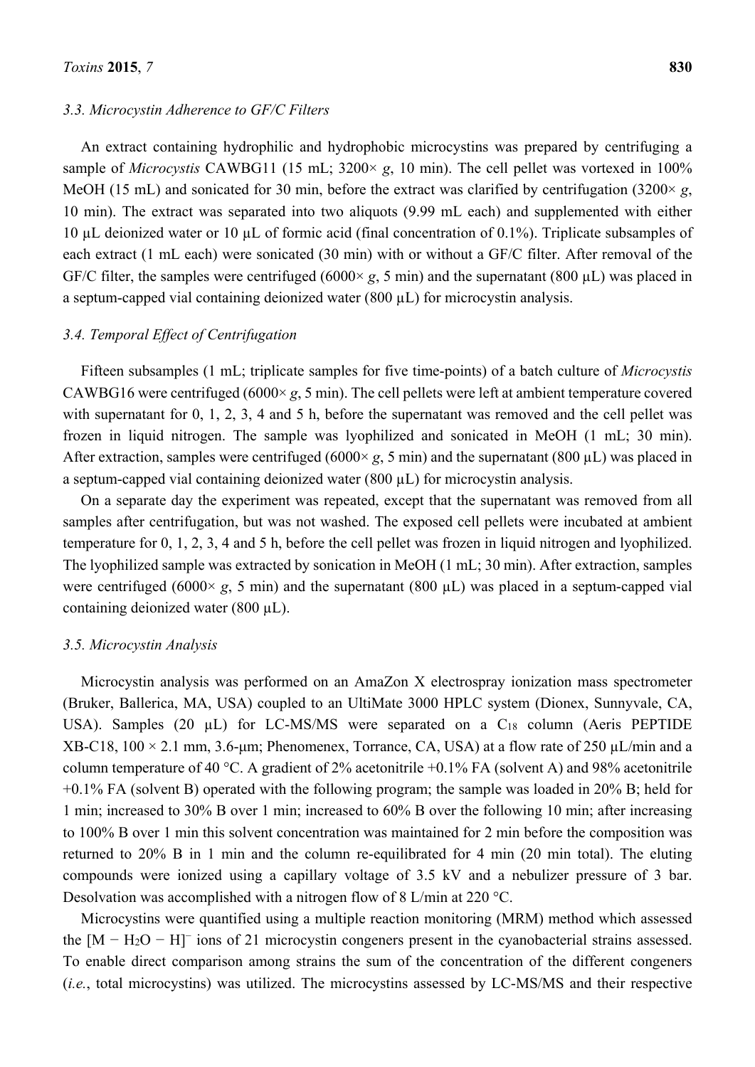### 3.3. Microcystin Adherence to GF/C Filters

An extract containing hydrophilic and hydrophobic microcystins was prepared by centrifuging a sample of *Microcystis* CAWBG11 (15 mL; 3200× *g*, 10 min). The cell pellet was vortexed in 100% MeOH (15 mL) and sonicated for 30 min, before the extract was clarified by centrifugation (3200× *g*, 10 min). The extract was separated into two aliquots (9.99 mL each) and supplemented with either 10 µL deionized water or 10 µL of formic acid (final concentration of 0.1%). Triplicate subsamples of each extract (1 mL each) were sonicated (30 min) with or without a GF/C filter. After removal of the GF/C filter, the samples were centrifuged (6000× *g*, 5 min) and the supernatant (800 µL) was placed in a septum-capped vial containing deionized water (800 µL) for microcystin analysis.

### 3.4. Temporal Effect of Centrifugation

Fifteen subsamples (1 mL; triplicate samples for five time-points) of a batch culture of *Microcystis* CAWBG16 were centrifuged (6000× *g*, 5 min). The cell pellets were left at ambient temperature covered with supernatant for 0, 1, 2, 3, 4 and 5 h, before the supernatant was removed and the cell pellet was frozen in liquid nitrogen. The sample was lyophilized and sonicated in MeOH (1 mL; 30 min). After extraction, samples were centrifuged (6000× *g*, 5 min) and the supernatant (800 µL) was placed in a septum-capped vial containing deionized water (800 µL) for microcystin analysis.

On a separate day the experiment was repeated, except that the supernatant was removed from all samples after centrifugation, but was not washed. The exposed cell pellets were incubated at ambient temperature for 0, 1, 2, 3, 4 and 5 h, before the cell pellet was frozen in liquid nitrogen and lyophilized. The lyophilized sample was extracted by sonication in MeOH (1 mL; 30 min). After extraction, samples were centrifuged (6000× *g*, 5 min) and the supernatant (800 µL) was placed in a septum-capped vial containing deionized water (800 µL).

### 3.5. Microcystin Analysis

Microcystin analysis was performed on an AmaZon X electrospray ionization mass spectrometer (Bruker, Ballerica, MA, USA) coupled to an UltiMate 3000 HPLC system (Dionex, Sunnyvale, CA, USA). Samples (20 µL) for LC-MS/MS were separated on a $C_{18}$ column (Aeris PEPTIDE XB-C18, 100 × 2.1 mm, 3.6-µm; Phenomenex, Torrance, CA, USA) at a flow rate of 250 µL/min and a column temperature of 40 °C. A gradient of 2% acetonitrile +0.1% FA (solvent A) and 98% acetonitrile +0.1% FA (solvent B) operated with the following program; the sample was loaded in 20% B; held for 1 min; increased to 30% B over 1 min; increased to 60% B over the following 10 min; after increasing to 100% B over 1 min this solvent concentration was maintained for 2 min before the composition was returned to 20% B in 1 min and the column re-equilibrated for 4 min (20 min total). The eluting compounds were ionized using a capillary voltage of 3.5 kV and a nebulizer pressure of 3 bar. Desolvation was accomplished with a nitrogen flow of 8 L/min at 220 °C.

Microcystins were quantified using a multiple reaction monitoring (MRM) method which assessed the $[M - H_2O - H]^-$ ions of 21 microcystin congeners present in the cyanobacterial strains assessed. To enable direct comparison among strains the sum of the concentration of the different congeners (*i.e.*, total microcystins) was utilized. The microcystins assessed by LC-MS/MS and their respective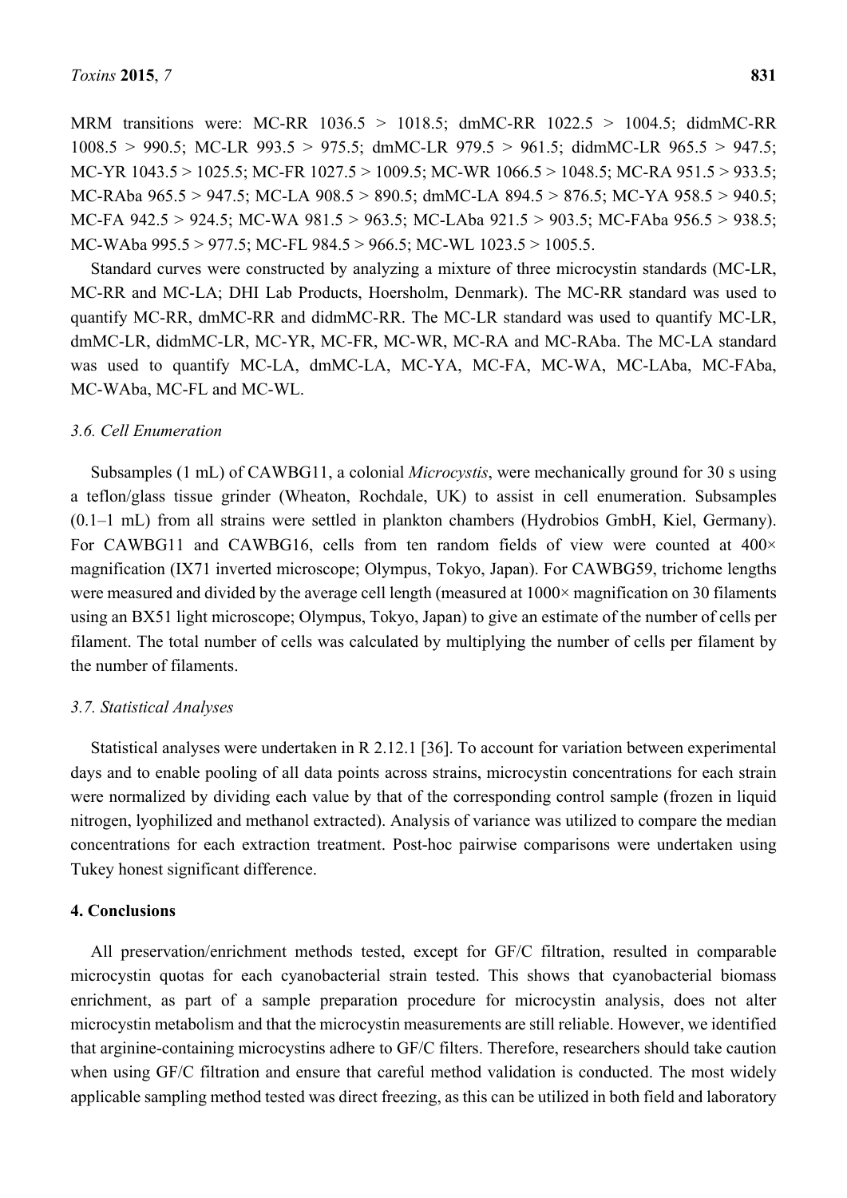MRM transitions were: MC-RR 1036.5 > 1018.5; dmMC-RR 1022.5 > 1004.5; didmMC-RR 1008.5 > 990.5; MC-LR 993.5 > 975.5; dmMC-LR 979.5 > 961.5; didmMC-LR 965.5 > 947.5; MC-YR 1043.5 > 1025.5; MC-FR 1027.5 > 1009.5; MC-WR 1066.5 > 1048.5; MC-RA 951.5 > 933.5; MC-RAba 965.5 > 947.5; MC-LA 908.5 > 890.5; dmMC-LA 894.5 > 876.5; MC-YA 958.5 > 940.5; MC-FA 942.5 > 924.5; MC-WA 981.5 > 963.5; MC-LAba 921.5 > 903.5; MC-FAba 956.5 > 938.5; MC-WAba 995.5 > 977.5; MC-FL 984.5 > 966.5; MC-WL 1023.5 > 1005.5.

Standard curves were constructed by analyzing a mixture of three microcystin standards (MC-LR, MC-RR and MC-LA; DHI Lab Products, Hoersholm, Denmark). The MC-RR standard was used to quantify MC-RR, dmMC-RR and didmMC-RR. The MC-LR standard was used to quantify MC-LR, dmMC-LR, didmMC-LR, MC-YR, MC-FR, MC-WR, MC-RA and MC-RAba. The MC-LA standard was used to quantify MC-LA, dmMC-LA, MC-YA, MC-FA, MC-WA, MC-LAba, MC-FAba, MC-WAba, MC-FL and MC-WL.

### 3.6. Cell Enumeration

Subsamples (1 mL) of CAWBG11, a colonial *Microcystis*, were mechanically ground for 30 s using a teflon/glass tissue grinder (Wheaton, Rochdale, UK) to assist in cell enumeration. Subsamples (0.1–1 mL) from all strains were settled in plankton chambers (Hydrobios GmbH, Kiel, Germany). For CAWBG11 and CAWBG16, cells from ten random fields of view were counted at 400× magnification (IX71 inverted microscope; Olympus, Tokyo, Japan). For CAWBG59, trichome lengths were measured and divided by the average cell length (measured at 1000× magnification on 30 filaments using an BX51 light microscope; Olympus, Tokyo, Japan) to give an estimate of the number of cells per filament. The total number of cells was calculated by multiplying the number of cells per filament by the number of filaments.

### 3.7. Statistical Analyses

Statistical analyses were undertaken in R 2.12.1 [36]. To account for variation between experimental days and to enable pooling of all data points across strains, microcystin concentrations for each strain were normalized by dividing each value by that of the corresponding control sample (frozen in liquid nitrogen, lyophilized and methanol extracted). Analysis of variance was utilized to compare the median concentrations for each extraction treatment. Post-hoc pairwise comparisons were undertaken using Tukey honest significant difference.

## 4. Conclusions

All preservation/enrichment methods tested, except for GF/C filtration, resulted in comparable microcystin quotas for each cyanobacterial strain tested. This shows that cyanobacterial biomass enrichment, as part of a sample preparation procedure for microcystin analysis, does not alter microcystin metabolism and that the microcystin measurements are still reliable. However, we identified that arginine-containing microcystins adhere to GF/C filters. Therefore, researchers should take caution when using GF/C filtration and ensure that careful method validation is conducted. The most widely applicable sampling method tested was direct freezing, as this can be utilized in both field and laboratory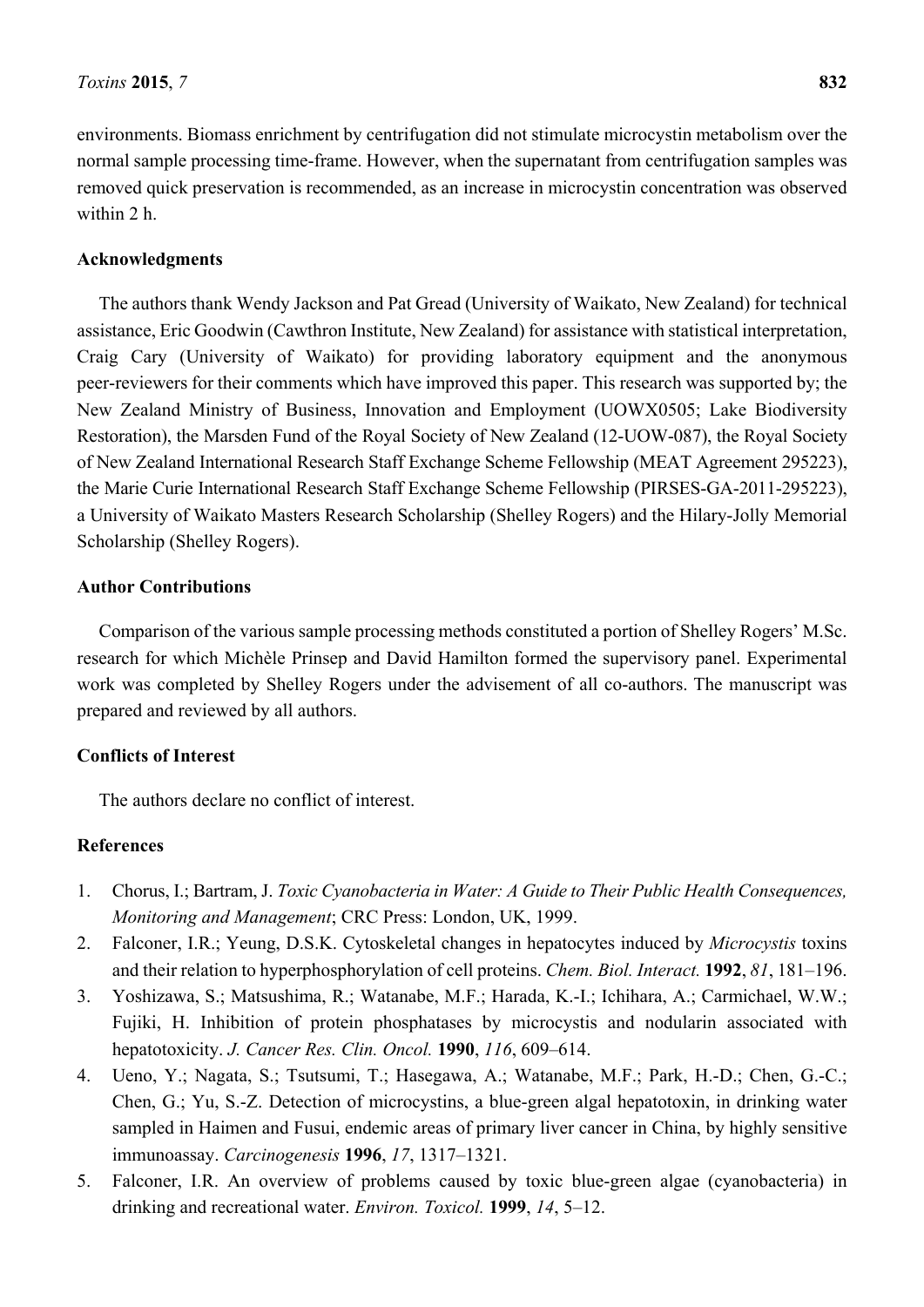environments. Biomass enrichment by centrifugation did not stimulate microcystin metabolism over the normal sample processing time-frame. However, when the supernatant from centrifugation samples was removed quick preservation is recommended, as an increase in microcystin concentration was observed within 2 h.

## Acknowledgments

The authors thank Wendy Jackson and Pat Gread (University of Waikato, New Zealand) for technical assistance, Eric Goodwin (Cawthron Institute, New Zealand) for assistance with statistical interpretation, Craig Cary (University of Waikato) for providing laboratory equipment and the anonymous peer-reviewers for their comments which have improved this paper. This research was supported by; the New Zealand Ministry of Business, Innovation and Employment (UOWX0505; Lake Biodiversity Restoration), the Marsden Fund of the Royal Society of New Zealand (12-UOW-087), the Royal Society of New Zealand International Research Staff Exchange Scheme Fellowship (MEAT Agreement 295223), the Marie Curie International Research Staff Exchange Scheme Fellowship (PIRSES-GA-2011-295223), a University of Waikato Masters Research Scholarship (Shelley Rogers) and the Hilary-Jolly Memorial Scholarship (Shelley Rogers).

## Author Contributions

Comparison of the various sample processing methods constituted a portion of Shelley Rogers' M.Sc. research for which Michèle Prinsep and David Hamilton formed the supervisory panel. Experimental work was completed by Shelley Rogers under the advisement of all co-authors. The manuscript was prepared and reviewed by all authors.

## Conflicts of Interest

The authors declare no conflict of interest.

## References

1. Chorus, I.; Bartram, J. *Toxic Cyanobacteria in Water: A Guide to Their Public Health Consequences, Monitoring and Management*; CRC Press: London, UK, 1999.
2. Falconer, I.R.; Yeung, D.S.K. Cytoskeletal changes in hepatocytes induced by *Microcystis* toxins and their relation to hyperphosphorylation of cell proteins. *Chem. Biol. Interact.* **1992**, *81*, 181–196.
3. Yoshizawa, S.; Matsushima, R.; Watanabe, M.F.; Harada, K.-I.; Ichihara, A.; Carmichael, W.W.; Fujiki, H. Inhibition of protein phosphatases by microcystis and nodularin associated with hepatotoxicity. *J. Cancer Res. Clin. Oncol.* **1990**, *116*, 609–614.
4. Ueno, Y.; Nagata, S.; Tsutsumi, T.; Hasegawa, A.; Watanabe, M.F.; Park, H.-D.; Chen, G.-C.; Chen, G.; Yu, S.-Z. Detection of microcystins, a blue-green algal hepatotoxin, in drinking water sampled in Haimen and Fusui, endemic areas of primary liver cancer in China, by highly sensitive immunoassay. *Carcinogenesis* **1996**, *17*, 1317–1321.
5. Falconer, I.R. An overview of problems caused by toxic blue-green algae (cyanobacteria) in drinking and recreational water. *Environ. Toxicol.* **1999**, *14*, 5–12.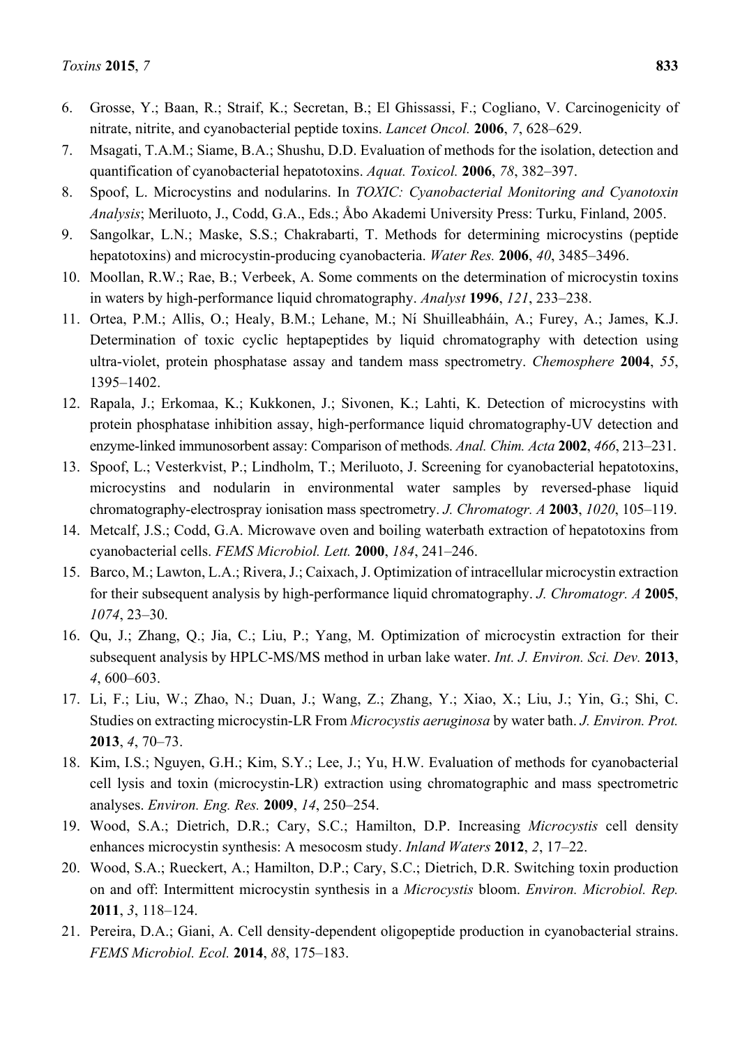6. Grosse, Y.; Baan, R.; Straif, K.; Secretan, B.; El Ghissassi, F.; Cogliano, V. Carcinogenicity of nitrate, nitrite, and cyanobacterial peptide toxins. *Lancet Oncol.* **2006**, *7*, 628–629.
7. Msagati, T.A.M.; Siame, B.A.; Shushu, D.D. Evaluation of methods for the isolation, detection and quantification of cyanobacterial hepatotoxins. *Aquat. Toxicol.* **2006**, *78*, 382–397.
8. Spoof, L. Microcystins and nodularins. In *TOXIC: Cyanobacterial Monitoring and Cyanotoxin Analysis*; Meriluoto, J., Codd, G.A., Eds.; Åbo Akademi University Press: Turku, Finland, 2005.
9. Sangolkar, L.N.; Maske, S.S.; Chakrabarti, T. Methods for determining microcystins (peptide hepatotoxins) and microcystin-producing cyanobacteria. *Water Res.* **2006**, *40*, 3485–3496.
10. Moollan, R.W.; Rae, B.; Verbeek, A. Some comments on the determination of microcystin toxins in waters by high-performance liquid chromatography. *Analyst* **1996**, *121*, 233–238.
11. Ortea, P.M.; Allis, O.; Healy, B.M.; Lehane, M.; Ní Shuilleabháin, A.; Furey, A.; James, K.J. Determination of toxic cyclic heptapeptides by liquid chromatography with detection using ultra-violet, protein phosphatase assay and tandem mass spectrometry. *Chemosphere* **2004**, *55*, 1395–1402.
12. Rapala, J.; Erkomaa, K.; Kukkonen, J.; Sivonen, K.; Lahti, K. Detection of microcystins with protein phosphatase inhibition assay, high-performance liquid chromatography-UV detection and enzyme-linked immunosorbent assay: Comparison of methods. *Anal. Chim. Acta* **2002**, *466*, 213–231.
13. Spoof, L.; Vesterkvist, P.; Lindholm, T.; Meriluoto, J. Screening for cyanobacterial hepatotoxins, microcystins and nodularin in environmental water samples by reversed-phase liquid chromatography-electrospray ionisation mass spectrometry. *J. Chromatogr. A* **2003**, *1020*, 105–119.
14. Metcalf, J.S.; Codd, G.A. Microwave oven and boiling waterbath extraction of hepatotoxins from cyanobacterial cells. *FEMS Microbiol. Lett.* **2000**, *184*, 241–246.
15. Barco, M.; Lawton, L.A.; Rivera, J.; Caixach, J. Optimization of intracellular microcystin extraction for their subsequent analysis by high-performance liquid chromatography. *J. Chromatogr. A* **2005**, *1074*, 23–30.
16. Qu, J.; Zhang, Q.; Jia, C.; Liu, P.; Yang, M. Optimization of microcystin extraction for their subsequent analysis by HPLC-MS/MS method in urban lake water. *Int. J. Environ. Sci. Dev.* **2013**, *4*, 600–603.
17. Li, F.; Liu, W.; Zhao, N.; Duan, J.; Wang, Z.; Zhang, Y.; Xiao, X.; Liu, J.; Yin, G.; Shi, C. Studies on extracting microcystin-LR From *Microcystis aeruginosa* by water bath. *J. Environ. Prot.* **2013**, *4*, 70–73.
18. Kim, I.S.; Nguyen, G.H.; Kim, S.Y.; Lee, J.; Yu, H.W. Evaluation of methods for cyanobacterial cell lysis and toxin (microcystin-LR) extraction using chromatographic and mass spectrometric analyses. *Environ. Eng. Res.* **2009**, *14*, 250–254.
19. Wood, S.A.; Dietrich, D.R.; Cary, S.C.; Hamilton, D.P. Increasing *Microcystis* cell density enhances microcystin synthesis: A mesocosm study. *Inland Waters* **2012**, *2*, 17–22.
20. Wood, S.A.; Rueckert, A.; Hamilton, D.P.; Cary, S.C.; Dietrich, D.R. Switching toxin production on and off: Intermittent microcystin synthesis in a *Microcystis* bloom. *Environ. Microbiol. Rep.* **2011**, *3*, 118–124.
21. Pereira, D.A.; Giani, A. Cell density-dependent oligopeptide production in cyanobacterial strains. *FEMS Microbiol. Ecol.* **2014**, *88*, 175–183.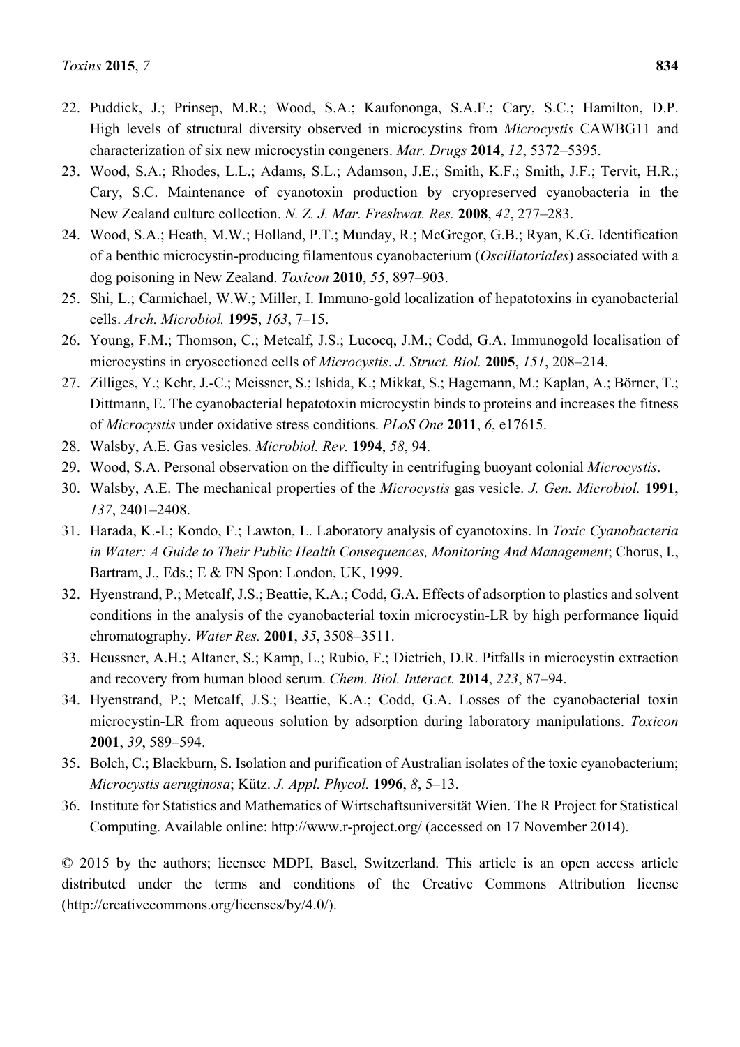22. Puddick, J.; Prinsep, M.R.; Wood, S.A.; Kaufononga, S.A.F.; Cary, S.C.; Hamilton, D.P. High levels of structural diversity observed in microcystins from *Microcystis* CAWBG11 and characterization of six new microcystin congeners. *Mar. Drugs* **2014**, *12*, 5372–5395.
23. Wood, S.A.; Rhodes, L.L.; Adams, S.L.; Adamson, J.E.; Smith, K.F.; Smith, J.F.; Tervit, H.R.; Cary, S.C. Maintenance of cyanotoxin production by cryopreserved cyanobacteria in the New Zealand culture collection. *N. Z. J. Mar. Freshwat. Res.* **2008**, *42*, 277–283.
24. Wood, S.A.; Heath, M.W.; Holland, P.T.; Munday, R.; McGregor, G.B.; Ryan, K.G. Identification of a benthic microcystin-producing filamentous cyanobacterium (*Oscillatoriales*) associated with a dog poisoning in New Zealand. *Toxicon* **2010**, *55*, 897–903.
25. Shi, L.; Carmichael, W.W.; Miller, I. Immuno-gold localization of hepatotoxins in cyanobacterial cells. *Arch. Microbiol.* **1995**, *163*, 7–15.
26. Young, F.M.; Thomson, C.; Metcalf, J.S.; Lucocq, J.M.; Codd, G.A. Immunogold localisation of microcystins in cryosectioned cells of *Microcystis*. *J. Struct. Biol.* **2005**, *151*, 208–214.
27. Zilliges, Y.; Kehr, J.-C.; Meissner, S.; Ishida, K.; Mikkat, S.; Hagemann, M.; Kaplan, A.; Börner, T.; Dittmann, E. The cyanobacterial hepatotoxin microcystin binds to proteins and increases the fitness of *Microcystis* under oxidative stress conditions. *PLoS One* **2011**, *6*, e17615.
28. Walsby, A.E. Gas vesicles. *Microbiol. Rev.* **1994**, *58*, 94.
29. Wood, S.A. Personal observation on the difficulty in centrifuging buoyant colonial *Microcystis*.
30. Walsby, A.E. The mechanical properties of the *Microcystis* gas vesicle. *J. Gen. Microbiol.* **1991**, *137*, 2401–2408.
31. Harada, K.-I.; Kondo, F.; Lawton, L. Laboratory analysis of cyanotoxins. In *Toxic Cyanobacteria in Water: A Guide to Their Public Health Consequences, Monitoring And Management*; Chorus, I., Bartram, J., Eds.; E & FN Spon: London, UK, 1999.
32. Hyenstrand, P.; Metcalf, J.S.; Beattie, K.A.; Codd, G.A. Effects of adsorption to plastics and solvent conditions in the analysis of the cyanobacterial toxin microcystin-LR by high performance liquid chromatography. *Water Res.* **2001**, *35*, 3508–3511.
33. Heussner, A.H.; Altaner, S.; Kamp, L.; Rubio, F.; Dietrich, D.R. Pitfalls in microcystin extraction and recovery from human blood serum. *Chem. Biol. Interact.* **2014**, *223*, 87–94.
34. Hyenstrand, P.; Metcalf, J.S.; Beattie, K.A.; Codd, G.A. Losses of the cyanobacterial toxin microcystin-LR from aqueous solution by adsorption during laboratory manipulations. *Toxicon* **2001**, *39*, 589–594.
35. Bolch, C.; Blackburn, S. Isolation and purification of Australian isolates of the toxic cyanobacterium; *Microcystis aeruginosa*; Kütz. *J. Appl. Phycol.* **1996**, *8*, 5–13.
36. Institute for Statistics and Mathematics of Wirtschaftsuniversität Wien. The R Project for Statistical Computing. Available online: http://www.r-project.org/ (accessed on 17 November 2014).

© 2015 by the authors; licensee MDPI, Basel, Switzerland. This article is an open access article distributed under the terms and conditions of the Creative Commons Attribution license (http://creativecommons.org/licenses/by/4.0/).